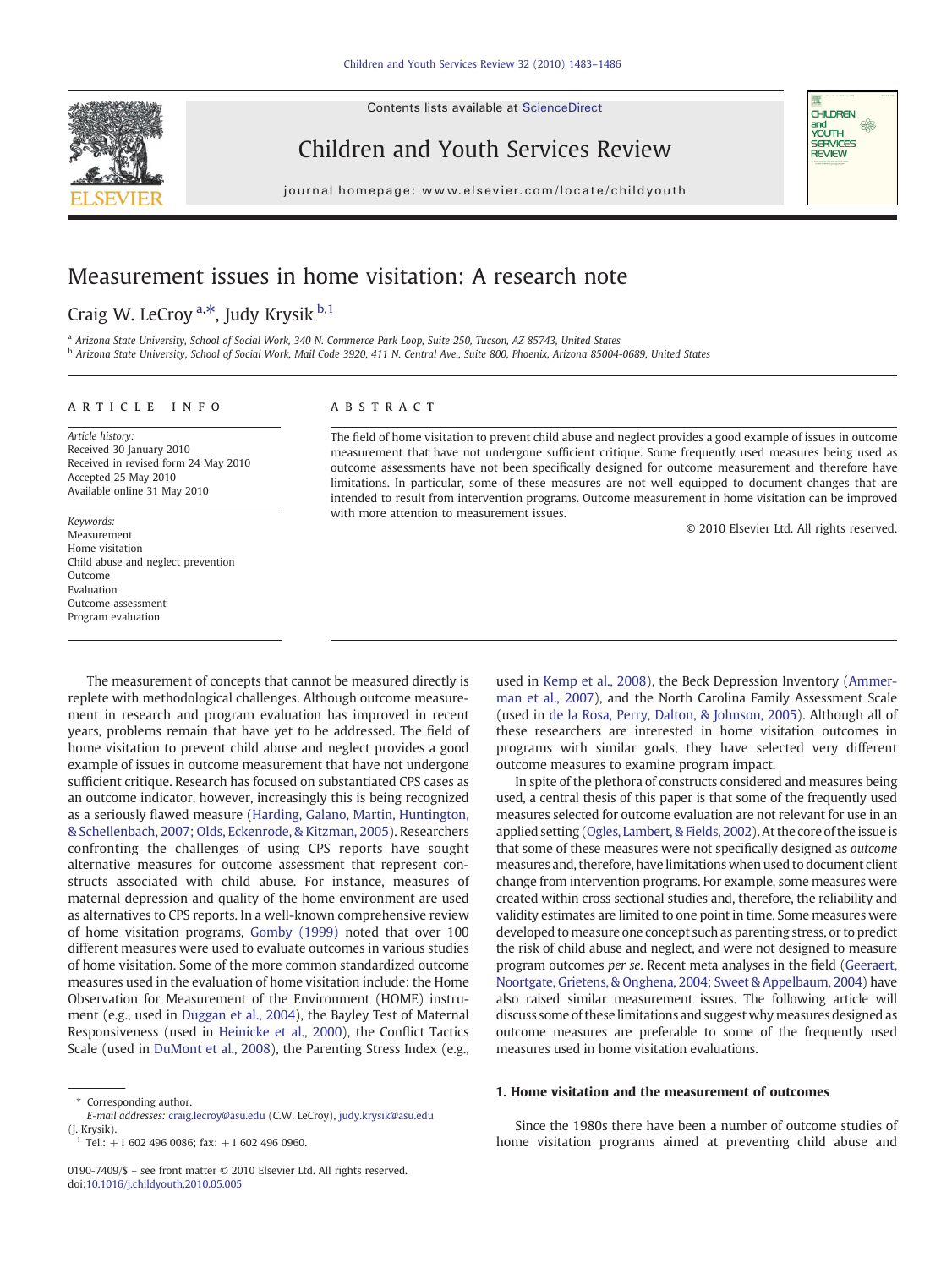# Measurement issues in home visitation: A research note

Craig W. LeCroy [a,*], Judy Krysik [b,1]

[a] Arizona State University, School of Social Work, 340 N. Commerce Park Loop, Suite 250, Tucson, AZ 85743, United States

[b] Arizona State University, School of Social Work, Mail Code 3920, 411 N. Central Ave., Suite 800, Phoenix, Arizona 85004-0689, United States

## ARTICLE INFO

*Article history:*
Received 30 January 2010
Received in revised form 24 May 2010
Accepted 25 May 2010
Available online 31 May 2010

*Keywords:*
Measurement
Home visitation
Child abuse and neglect prevention
Outcome
Evaluation
Outcome assessment
Program evaluation

## ABSTRACT

The field of home visitation to prevent child abuse and neglect provides a good example of issues in outcome measurement that have not undergone sufficient critique. Some frequently used measures being used as outcome assessments have not been specifically designed for outcome measurement and therefore have limitations. In particular, some of these measures are not well equipped to document changes that are intended to result from intervention programs. Outcome measurement in home visitation can be improved with more attention to measurement issues.

© 2010 Elsevier Ltd. All rights reserved.

The measurement of concepts that cannot be measured directly is replete with methodological challenges. Although outcome measurement in research and program evaluation has improved in recent years, problems remain that have yet to be addressed. The field of home visitation to prevent child abuse and neglect provides a good example of issues in outcome measurement that have not undergone sufficient critique. Research has focused on substantiated CPS cases as an outcome indicator, however, increasingly this is being recognized as a seriously flawed measure (Harding, Galano, Martin, Huntington, & Schellenbach, 2007; Olds, Eckenrode, & Kitzman, 2005). Researchers confronting the challenges of using CPS reports have sought alternative measures for outcome assessment that represent constructs associated with child abuse. For instance, measures of maternal depression and quality of the home environment are used as alternatives to CPS reports. In a well-known comprehensive review of home visitation programs, Gomby (1999) noted that over 100 different measures were used to evaluate outcomes in various studies of home visitation. Some of the more common standardized outcome measures used in the evaluation of home visitation include: the Home Observation for Measurement of the Environment (HOME) instrument (e.g., used in Duggan et al., 2004), the Bayley Test of Maternal Responsiveness (used in Heinicke et al., 2000), the Conflict Tactics Scale (used in DuMont et al., 2008), the Parenting Stress Index (e.g., used in Kemp et al., 2008), the Beck Depression Inventory (Ammerman et al., 2007), and the North Carolina Family Assessment Scale (used in de la Rosa, Perry, Dalton, & Johnson, 2005). Although all of these researchers are interested in home visitation outcomes in programs with similar goals, they have selected very different outcome measures to examine program impact.

In spite of the plethora of constructs considered and measures being used, a central thesis of this paper is that some of the frequently used measures selected for outcome evaluation are not relevant for use in an applied setting (Ogles, Lambert, & Fields, 2002). At the core of the issue is that some of these measures were not specifically designed as *outcome* measures and, therefore, have limitations when used to document client change from intervention programs. For example, some measures were created within cross sectional studies and, therefore, the reliability and validity estimates are limited to one point in time. Some measures were developed to measure one concept such as parenting stress, or to predict the risk of child abuse and neglect, and were not designed to measure program outcomes *per se*. Recent meta analyses in the field (Geeraert, Noortgate, Grietens, & Onghena, 2004; Sweet & Appelbaum, 2004) have also raised similar measurement issues. The following article will discuss some of these limitations and suggest why measures designed as outcome measures are preferable to some of the frequently used measures used in home visitation evaluations.

### 1. Home visitation and the measurement of outcomes

Since the 1980s there have been a number of outcome studies of home visitation programs aimed at preventing child abuse and

\* Corresponding author.
*E-mail addresses:* craig.lecroy@asu.edu (C.W. LeCroy), judy.krysik@asu.edu (J. Krysik).
[1] Tel.: +1 602 496 0086; fax: +1 602 496 0960.

0190-7409/$ – see front matter © 2010 Elsevier Ltd. All rights reserved.
doi:10.1016/j.childyouth.2010.05.005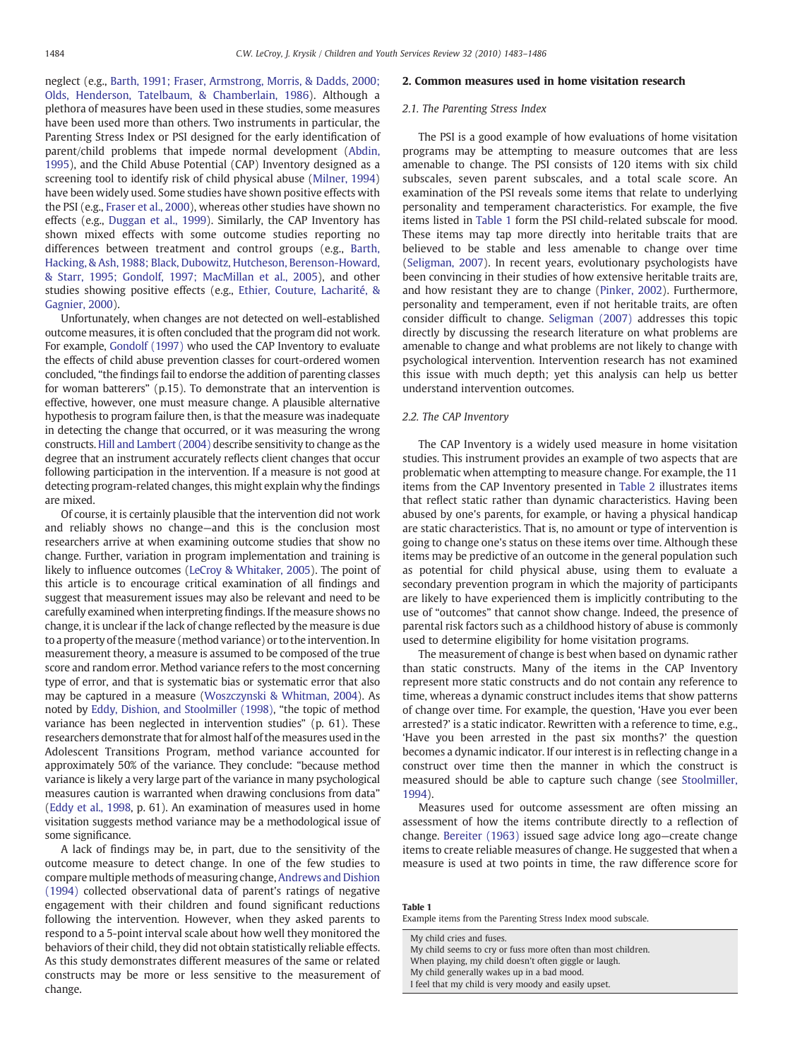neglect (e.g., Barth, 1991; Fraser, Armstrong, Morris, & Dadds, 2000; Olds, Henderson, Tatelbaum, & Chamberlain, 1986). Although a plethora of measures have been used in these studies, some measures have been used more than others. Two instruments in particular, the Parenting Stress Index or PSI designed for the early identification of parent/child problems that impede normal development (Abdin, 1995), and the Child Abuse Potential (CAP) Inventory designed as a screening tool to identify risk of child physical abuse (Milner, 1994) have been widely used. Some studies have shown positive effects with the PSI (e.g., Fraser et al., 2000), whereas other studies have shown no effects (e.g., Duggan et al., 1999). Similarly, the CAP Inventory has shown mixed effects with some outcome studies reporting no differences between treatment and control groups (e.g., Barth, Hacking, & Ash, 1988; Black, Dubowitz, Hutcheson, Berenson-Howard, & Starr, 1995; Gondolf, 1997; MacMillan et al., 2005), and other studies showing positive effects (e.g., Ethier, Couture, Lacharité, & Gagnier, 2000).

Unfortunately, when changes are not detected on well-established outcome measures, it is often concluded that the program did not work. For example, Gondolf (1997) who used the CAP Inventory to evaluate the effects of child abuse prevention classes for court-ordered women concluded, "the findings fail to endorse the addition of parenting classes for woman batterers" (p.15). To demonstrate that an intervention is effective, however, one must measure change. A plausible alternative hypothesis to program failure then, is that the measure was inadequate in detecting the change that occurred, or it was measuring the wrong constructs. Hill and Lambert (2004) describe sensitivity to change as the degree that an instrument accurately reflects client changes that occur following participation in the intervention. If a measure is not good at detecting program-related changes, this might explain why the findings are mixed.

Of course, it is certainly plausible that the intervention did not work and reliably shows no change—and this is the conclusion most researchers arrive at when examining outcome studies that show no change. Further, variation in program implementation and training is likely to influence outcomes (LeCroy & Whitaker, 2005). The point of this article is to encourage critical examination of all findings and suggest that measurement issues may also be relevant and need to be carefully examined when interpreting findings. If the measure shows no change, it is unclear if the lack of change reflected by the measure is due to a property of the measure (method variance) or to the intervention. In measurement theory, a measure is assumed to be composed of the true score and random error. Method variance refers to the most concerning type of error, and that is systematic bias or systematic error that also may be captured in a measure (Woszczynski & Whitman, 2004). As noted by Eddy, Dishion, and Stoolmiller (1998), "the topic of method variance has been neglected in intervention studies" (p. 61). These researchers demonstrate that for almost half of the measures used in the Adolescent Transitions Program, method variance accounted for approximately 50% of the variance. They conclude: "because method variance is likely a very large part of the variance in many psychological measures caution is warranted when drawing conclusions from data" (Eddy et al., 1998, p. 61). An examination of measures used in home visitation suggests method variance may be a methodological issue of some significance.

A lack of findings may be, in part, due to the sensitivity of the outcome measure to detect change. In one of the few studies to compare multiple methods of measuring change, Andrews and Dishion (1994) collected observational data of parent's ratings of negative engagement with their children and found significant reductions following the intervention. However, when they asked parents to respond to a 5-point interval scale about how well they monitored the behaviors of their child, they did not obtain statistically reliable effects. As this study demonstrates different measures of the same or related constructs may be more or less sensitive to the measurement of change.

## 2. Common measures used in home visitation research

### 2.1. The Parenting Stress Index

The PSI is a good example of how evaluations of home visitation programs may be attempting to measure outcomes that are less amenable to change. The PSI consists of 120 items with six child subscales, seven parent subscales, and a total scale score. An examination of the PSI reveals some items that relate to underlying personality and temperament characteristics. For example, the five items listed in Table 1 form the PSI child-related subscale for mood. These items may tap more directly into heritable traits that are believed to be stable and less amenable to change over time (Seligman, 2007). In recent years, evolutionary psychologists have been convincing in their studies of how extensive heritable traits are, and how resistant they are to change (Pinker, 2002). Furthermore, personality and temperament, even if not heritable traits, are often consider difficult to change. Seligman (2007) addresses this topic directly by discussing the research literature on what problems are amenable to change and what problems are not likely to change with psychological intervention. Intervention research has not examined this issue with much depth; yet this analysis can help us better understand intervention outcomes.

### 2.2. The CAP Inventory

The CAP Inventory is a widely used measure in home visitation studies. This instrument provides an example of two aspects that are problematic when attempting to measure change. For example, the 11 items from the CAP Inventory presented in Table 2 illustrates items that reflect static rather than dynamic characteristics. Having been abused by one's parents, for example, or having a physical handicap are static characteristics. That is, no amount or type of intervention is going to change one's status on these items over time. Although these items may be predictive of an outcome in the general population such as potential for child physical abuse, using them to evaluate a secondary prevention program in which the majority of participants are likely to have experienced them is implicitly contributing to the use of "outcomes" that cannot show change. Indeed, the presence of parental risk factors such as a childhood history of abuse is commonly used to determine eligibility for home visitation programs.

The measurement of change is best when based on dynamic rather than static constructs. Many of the items in the CAP Inventory represent more static constructs and do not contain any reference to time, whereas a dynamic construct includes items that show patterns of change over time. For example, the question, 'Have you ever been arrested?' is a static indicator. Rewritten with a reference to time, e.g., 'Have you been arrested in the past six months?' the question becomes a dynamic indicator. If our interest is in reflecting change in a construct over time then the manner in which the construct is measured should be able to capture such change (see Stoolmiller, 1994).

Measures used for outcome assessment are often missing an assessment of how the items contribute directly to a reflection of change. Bereiter (1963) issued sage advice long ago—create change items to create reliable measures of change. He suggested that when a measure is used at two points in time, the raw difference score for

**Table 1**
Example items from the Parenting Stress Index mood subscale.

| |
|---|
| My child cries and fuses. |
| My child seems to cry or fuss more often than most children. |
| When playing, my child doesn't often giggle or laugh. |
| My child generally wakes up in a bad mood. |
| I feel that my child is very moody and easily upset. |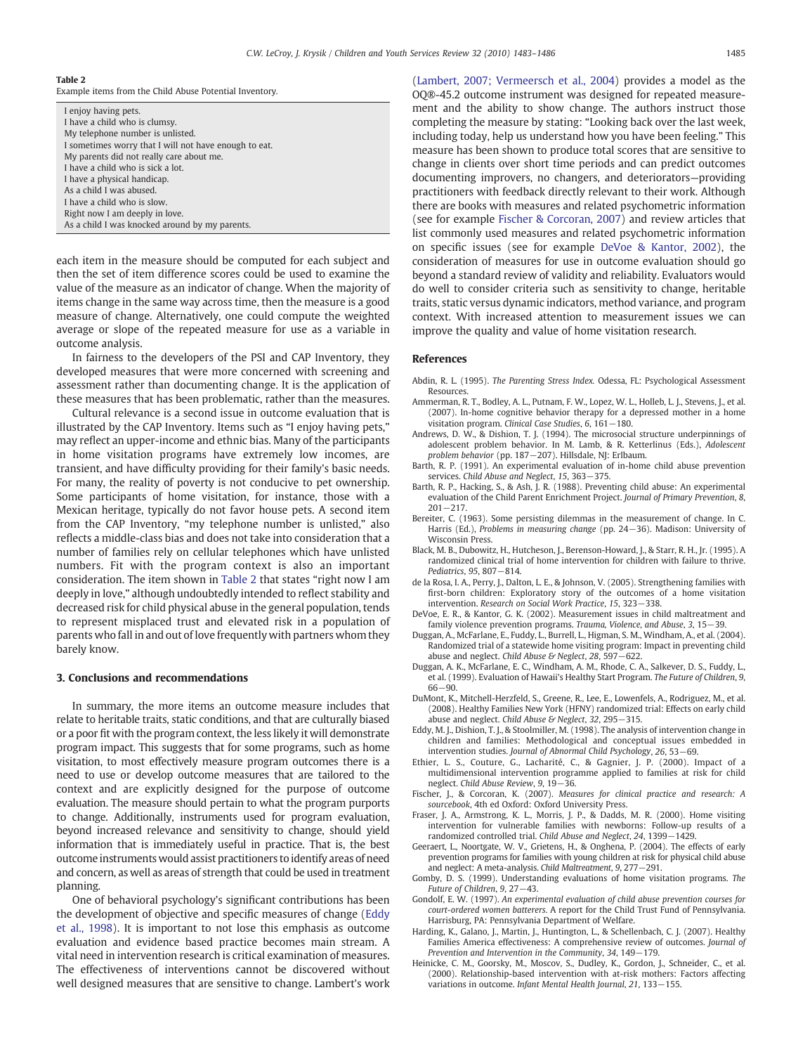**Table 2**
Example items from the Child Abuse Potential Inventory.

| |
|---|
| I enjoy having pets. |
| I have a child who is clumsy. |
| My telephone number is unlisted. |
| I sometimes worry that I will not have enough to eat. |
| My parents did not really care about me. |
| I have a child who is sick a lot. |
| I have a physical handicap. |
| As a child I was abused. |
| I have a child who is slow. |
| Right now I am deeply in love. |
| As a child I was knocked around by my parents. |

each item in the measure should be computed for each subject and then the set of item difference scores could be used to examine the value of the measure as an indicator of change. When the majority of items change in the same way across time, then the measure is a good measure of change. Alternatively, one could compute the weighted average or slope of the repeated measure for use as a variable in outcome analysis.

In fairness to the developers of the PSI and CAP Inventory, they developed measures that were more concerned with screening and assessment rather than documenting change. It is the application of these measures that has been problematic, rather than the measures.

Cultural relevance is a second issue in outcome evaluation that is illustrated by the CAP Inventory. Items such as "I enjoy having pets," may reflect an upper-income and ethnic bias. Many of the participants in home visitation programs have extremely low incomes, are transient, and have difficulty providing for their family's basic needs. For many, the reality of poverty is not conducive to pet ownership. Some participants of home visitation, for instance, those with a Mexican heritage, typically do not favor house pets. A second item from the CAP Inventory, "my telephone number is unlisted," also reflects a middle-class bias and does not take into consideration that a number of families rely on cellular telephones which have unlisted numbers. Fit with the program context is also an important consideration. The item shown in Table 2 that states "right now I am deeply in love," although undoubtedly intended to reflect stability and decreased risk for child physical abuse in the general population, tends to represent misplaced trust and elevated risk in a population of parents who fall in and out of love frequently with partners whom they barely know.

## 3. Conclusions and recommendations

In summary, the more items an outcome measure includes that relate to heritable traits, static conditions, and that are culturally biased or a poor fit with the program context, the less likely it will demonstrate program impact. This suggests that for some programs, such as home visitation, to most effectively measure program outcomes there is a need to use or develop outcome measures that are tailored to the context and are explicitly designed for the purpose of outcome evaluation. The measure should pertain to what the program purports to change. Additionally, instruments used for program evaluation, beyond increased relevance and sensitivity to change, should yield information that is immediately useful in practice. That is, the best outcome instruments would assist practitioners to identify areas of need and concern, as well as areas of strength that could be used in treatment planning.

One of behavioral psychology's significant contributions has been the development of objective and specific measures of change (Eddy et al., 1998). It is important to not lose this emphasis as outcome evaluation and evidence based practice becomes main stream. A vital need in intervention research is critical examination of measures. The effectiveness of interventions cannot be discovered without well designed measures that are sensitive to change. Lambert's work (Lambert, 2007; Vermeersch et al., 2004) provides a model as the OQ®-45.2 outcome instrument was designed for repeated measurement and the ability to show change. The authors instruct those completing the measure by stating: "Looking back over the last week, including today, help us understand how you have been feeling." This measure has been shown to produce total scores that are sensitive to change in clients over short time periods and can predict outcomes documenting improvers, no changers, and deteriorators—providing practitioners with feedback directly relevant to their work. Although there are books with measures and related psychometric information (see for example Fischer & Corcoran, 2007) and review articles that list commonly used measures and related psychometric information on specific issues (see for example DeVoe & Kantor, 2002), the consideration of measures for use in outcome evaluation should go beyond a standard review of validity and reliability. Evaluators would do well to consider criteria such as sensitivity to change, heritable traits, static versus dynamic indicators, method variance, and program context. With increased attention to measurement issues we can improve the quality and value of home visitation research.

## References

Abdin, R. L. (1995). *The Parenting Stress Index.* Odessa, FL: Psychological Assessment Resources.

Ammerman, R. T., Bodley, A. L., Putnam, F. W., Lopez, W. L., Holleb, L. J., Stevens, J., et al. (2007). In-home cognitive behavior therapy for a depressed mother in a home visitation program. *Clinical Case Studies*, *6*, 161−180.

Andrews, D. W., & Dishion, T. J. (1994). The microsocial structure underpinnings of adolescent problem behavior. In M. Lamb, & R. Ketterlinus (Eds.), *Adolescent problem behavior* (pp. 187−207). Hillsdale, NJ: Erlbaum.

Barth, R. P. (1991). An experimental evaluation of in-home child abuse prevention services. *Child Abuse and Neglect*, *15*, 363−375.

Barth, R. P., Hacking, S., & Ash, J. R. (1988). Preventing child abuse: An experimental evaluation of the Child Parent Enrichment Project. *Journal of Primary Prevention*, *8*, 201−217.

Bereiter, C. (1963). Some persisting dilemmas in the measurement of change. In C. Harris (Ed.), *Problems in measuring change* (pp. 24−36). Madison: University of Wisconsin Press.

Black, M. B., Dubowitz, H., Hutcheson, J., Berenson-Howard, J., & Starr, R. H., Jr. (1995). A randomized clinical trial of home intervention for children with failure to thrive. *Pediatrics*, *95*, 807−814.

de la Rosa, I. A., Perry, J., Dalton, L. E., & Johnson, V. (2005). Strengthening families with first-born children: Exploratory story of the outcomes of a home visitation intervention. *Research on Social Work Practice*, *15*, 323−338.

DeVoe, E. R., & Kantor, G. K. (2002). Measurement issues in child maltreatment and family violence prevention programs. *Trauma, Violence, and Abuse*, *3*, 15−39.

Duggan, A., McFarlane, E., Fuddy, L., Burrell, L., Higman, S. M., Windham, A., et al. (2004). Randomized trial of a statewide home visiting program: Impact in preventing child abuse and neglect. *Child Abuse & Neglect*, *28*, 597−622.

Duggan, A. K., McFarlane, E. C., Windham, A. M., Rhode, C. A., Salkever, D. S., Fuddy, L., et al. (1999). Evaluation of Hawaii's Healthy Start Program. *The Future of Children*, *9*, 66−90.

DuMont, K., Mitchell-Herzfeld, S., Greene, R., Lee, E., Lowenfels, A., Rodriguez, M., et al. (2008). Healthy Families New York (HFNY) randomized trial: Effects on early child abuse and neglect. *Child Abuse & Neglect*, *32*, 295−315.

Eddy, M. J., Dishion, T. J., & Stoolmiller, M. (1998). The analysis of intervention change in children and families: Methodological and conceptual issues embedded in intervention studies. *Journal of Abnormal Child Psychology*, *26*, 53−69.

Ethier, L. S., Couture, G., Lacharité, C., & Gagnier, J. P. (2000). Impact of a multidimensional intervention programme applied to families at risk for child neglect. *Child Abuse Review*, *9*, 19−36.

Fischer, J., & Corcoran, K. (2007). *Measures for clinical practice and research: A sourcebook*, 4th ed Oxford: Oxford University Press.

Fraser, J. A., Armstrong, K. L., Morris, J. P., & Dadds, M. R. (2000). Home visiting intervention for vulnerable families with newborns: Follow-up results of a randomized controlled trial. *Child Abuse and Neglect*, *24*, 1399−1429.

Geeraert, L., Noortgate, W. V., Grietens, H., & Onghena, P. (2004). The effects of early prevention programs for families with young children at risk for physical child abuse and neglect: A meta-analysis. *Child Maltreatment*, *9*, 277−291.

Gomby, D. S. (1999). Understanding evaluations of home visitation programs. *The Future of Children*, *9*, 27−43.

Gondolf, E. W. (1997). *An experimental evaluation of child abuse prevention courses for court-ordered women batterers.* A report for the Child Trust Fund of Pennsylvania. Harrisburg, PA: Pennsylvania Department of Welfare.

Harding, K., Galano, J., Martin, J., Huntington, L., & Schellenbach, C. J. (2007). Healthy Families America effectiveness: A comprehensive review of outcomes. *Journal of Prevention and Intervention in the Community*, *34*, 149−179.

Heinicke, C. M., Goorsky, M., Moscov, S., Dudley, K., Gordon, J., Schneider, C., et al. (2000). Relationship-based intervention with at-risk mothers: Factors affecting variations in outcome. *Infant Mental Health Journal*, *21*, 133−155.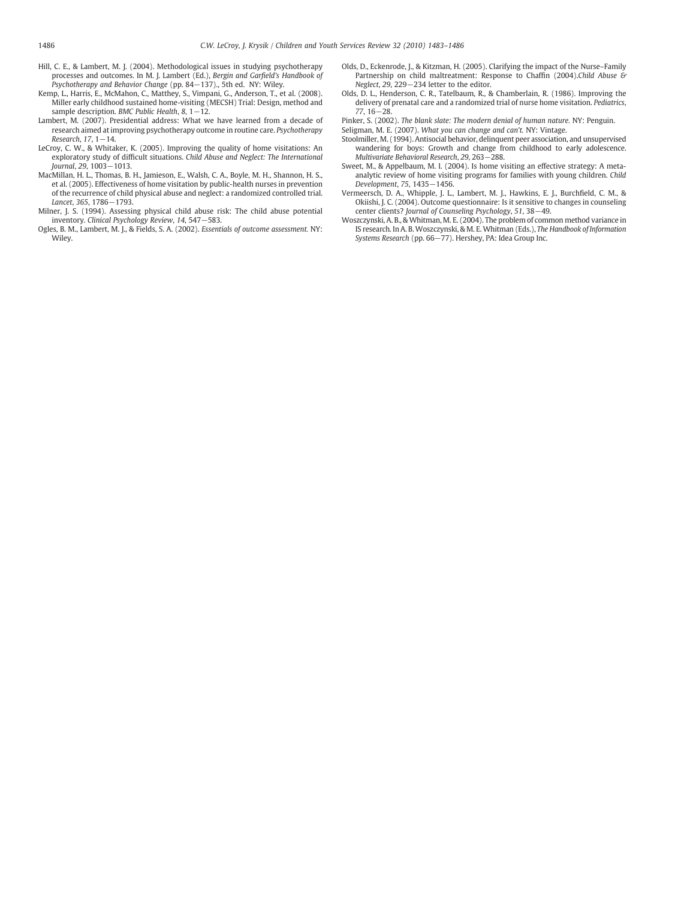Hill, C. E., & Lambert, M. J. (2004). Methodological issues in studying psychotherapy processes and outcomes. In M. J. Lambert (Ed.), *Bergin and Garfield's Handbook of Psychotherapy and Behavior Change* (pp. 84–137)., 5th ed. NY: Wiley.

Kemp, L., Harris, E., McMahon, C., Matthey, S., Vimpani, G., Anderson, T., et al. (2008). Miller early childhood sustained home-visiting (MECSH) Trial: Design, method and sample description. *BMC Public Health*, *8*, 1–12.

Lambert, M. (2007). Presidential address: What we have learned from a decade of research aimed at improving psychotherapy outcome in routine care. *Psychotherapy Research*, *17*, 1–14.

LeCroy, C. W., & Whitaker, K. (2005). Improving the quality of home visitations: An exploratory study of difficult situations. *Child Abuse and Neglect: The International Journal*, *29*, 1003–1013.

MacMillan, H. L., Thomas, B. H., Jamieson, E., Walsh, C. A., Boyle, M. H., Shannon, H. S., et al. (2005). Effectiveness of home visitation by public-health nurses in prevention of the recurrence of child physical abuse and neglect: a randomized controlled trial. *Lancet*, *365*, 1786–1793.

Milner, J. S. (1994). Assessing physical child abuse risk: The child abuse potential inventory. *Clinical Psychology Review*, *14*, 547–583.

Ogles, B. M., Lambert, M. J., & Fields, S. A. (2002). *Essentials of outcome assessment.* NY: Wiley.

Olds, D., Eckenrode, J., & Kitzman, H. (2005). Clarifying the impact of the Nurse–Family Partnership on child maltreatment: Response to Chaffin (2004).*Child Abuse & Neglect*, *29*, 229–234 letter to the editor.

Olds, D. L., Henderson, C. R., Tatelbaum, R., & Chamberlain, R. (1986). Improving the delivery of prenatal care and a randomized trial of nurse home visitation. *Pediatrics*, *77*, 16–28.

Pinker, S. (2002). *The blank slate: The modern denial of human nature.* NY: Penguin.

Seligman, M. E. (2007). *What you can change and can't.* NY: Vintage.

Stoolmiller, M. (1994). Antisocial behavior, delinquent peer association, and unsupervised wandering for boys: Growth and change from childhood to early adolescence. *Multivariate Behavioral Research*, *29*, 263–288.

Sweet, M., & Appelbaum, M. I. (2004). Is home visiting an effective strategy: A meta-analytic review of home visiting programs for families with young children. *Child Development*, *75*, 1435–1456.

Vermeersch, D. A., Whipple, J. L., Lambert, M. J., Hawkins, E. J., Burchfield, C. M., & Okiishi, J. C. (2004). Outcome questionnaire: Is it sensitive to changes in counseling center clients? *Journal of Counseling Psychology*, *51*, 38–49.

Woszczynski, A. B., & Whitman, M. E. (2004). The problem of common method variance in IS research. In A. B. Woszczynski, & M. E. Whitman (Eds.), *The Handbook of Information Systems Research* (pp. 66–77). Hershey, PA: Idea Group Inc.